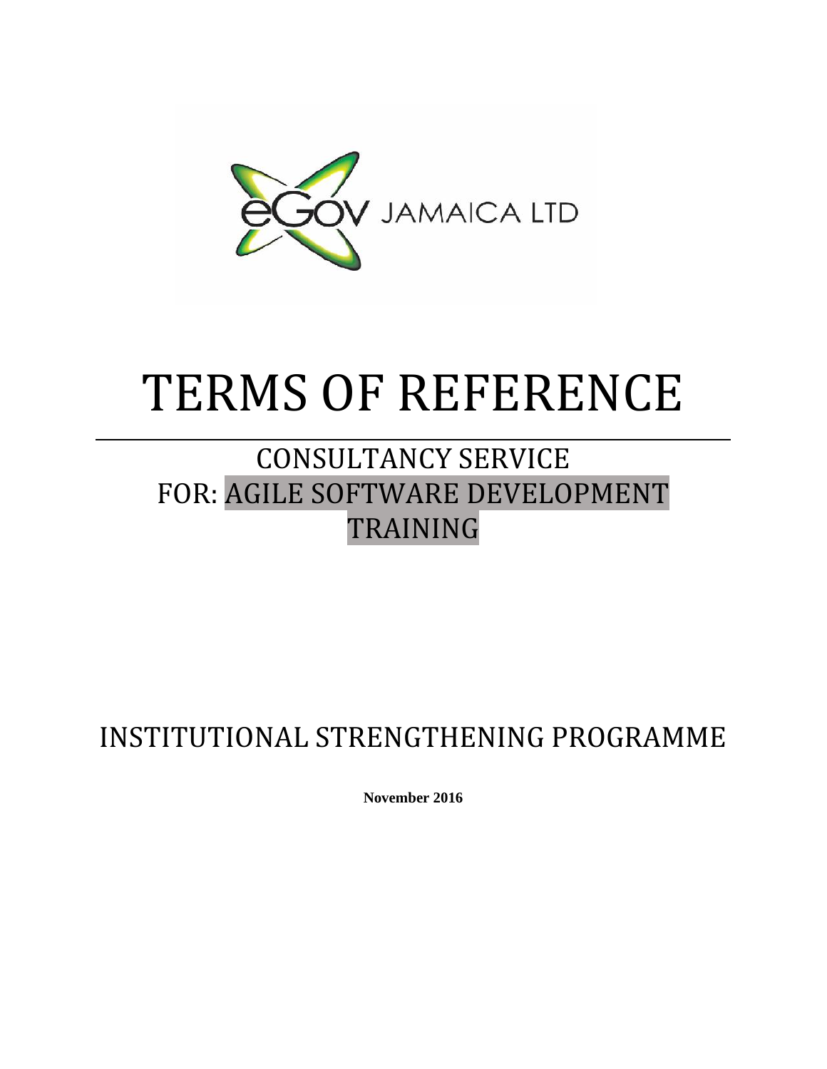eGOV JAMAICA LTD

# TERMS OF REFERENCE

## CONSULTANCY SERVICE FOR: AGILE SOFTWARE DEVELOPMENT TRAINING

## INSTITUTIONAL STRENGTHENING PROGRAMME

**November 2016**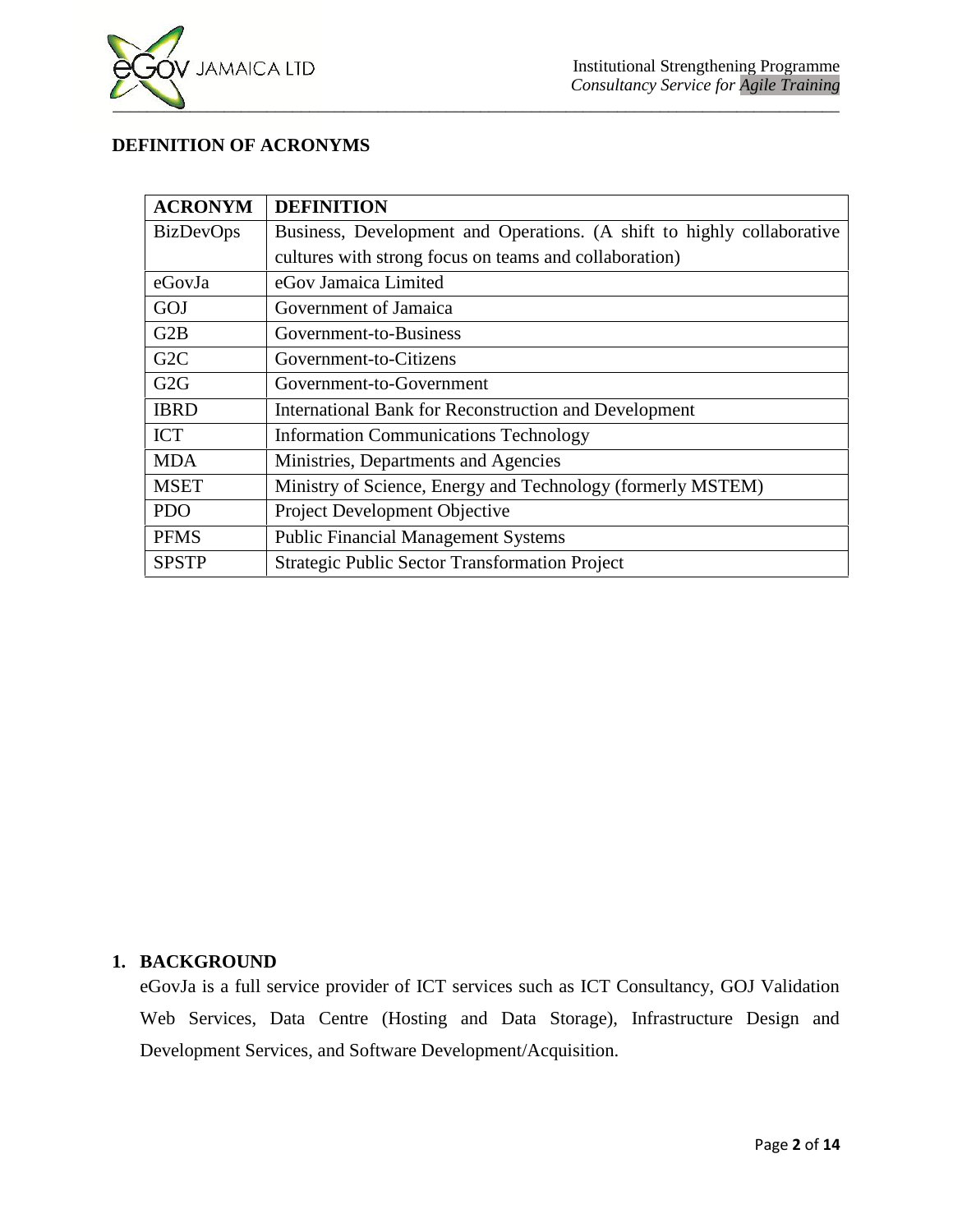## DEFINITION OF ACRONYMS

| ACRONYM | DEFINITION |
|---|---|
| BizDevOps | Business, Development and Operations. (A shift to highly collaborative cultures with strong focus on teams and collaboration) |
| eGovJa | eGov Jamaica Limited |
| GOJ | Government of Jamaica |
| G2B | Government-to-Business |
| G2C | Government-to-Citizens |
| G2G | Government-to-Government |
| IBRD | International Bank for Reconstruction and Development |
| ICT | Information Communications Technology |
| MDA | Ministries, Departments and Agencies |
| MSET | Ministry of Science, Energy and Technology (formerly MSTEM) |
| PDO | Project Development Objective |
| PFMS | Public Financial Management Systems |
| SPSTP | Strategic Public Sector Transformation Project |

## 1. BACKGROUND

eGovJa is a full service provider of ICT services such as ICT Consultancy, GOJ Validation Web Services, Data Centre (Hosting and Data Storage), Infrastructure Design and Development Services, and Software Development/Acquisition.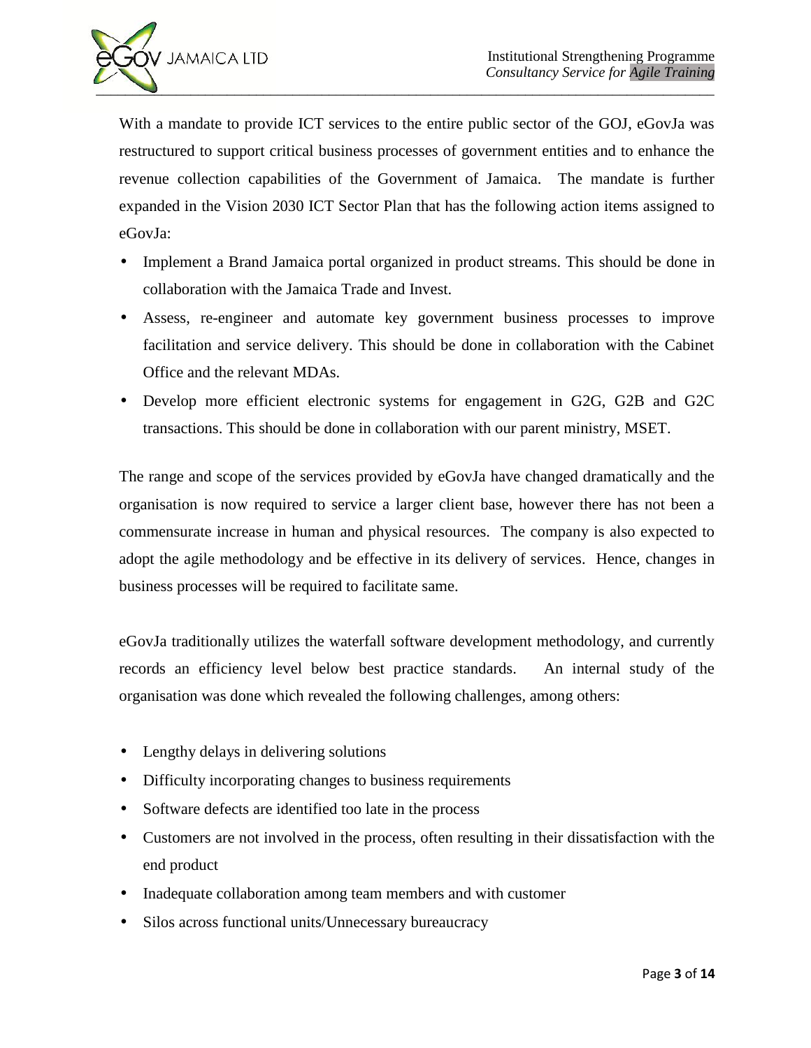With a mandate to provide ICT services to the entire public sector of the GOJ, eGovJa was restructured to support critical business processes of government entities and to enhance the revenue collection capabilities of the Government of Jamaica. The mandate is further expanded in the Vision 2030 ICT Sector Plan that has the following action items assigned to eGovJa:

- Implement a Brand Jamaica portal organized in product streams. This should be done in collaboration with the Jamaica Trade and Invest.
- Assess, re-engineer and automate key government business processes to improve facilitation and service delivery. This should be done in collaboration with the Cabinet Office and the relevant MDAs.
- Develop more efficient electronic systems for engagement in G2G, G2B and G2C transactions. This should be done in collaboration with our parent ministry, MSET.

The range and scope of the services provided by eGovJa have changed dramatically and the organisation is now required to service a larger client base, however there has not been a commensurate increase in human and physical resources. The company is also expected to adopt the agile methodology and be effective in its delivery of services. Hence, changes in business processes will be required to facilitate same.

eGovJa traditionally utilizes the waterfall software development methodology, and currently records an efficiency level below best practice standards. An internal study of the organisation was done which revealed the following challenges, among others:

- Lengthy delays in delivering solutions
- Difficulty incorporating changes to business requirements
- Software defects are identified too late in the process
- Customers are not involved in the process, often resulting in their dissatisfaction with the end product
- Inadequate collaboration among team members and with customer
- Silos across functional units/Unnecessary bureaucracy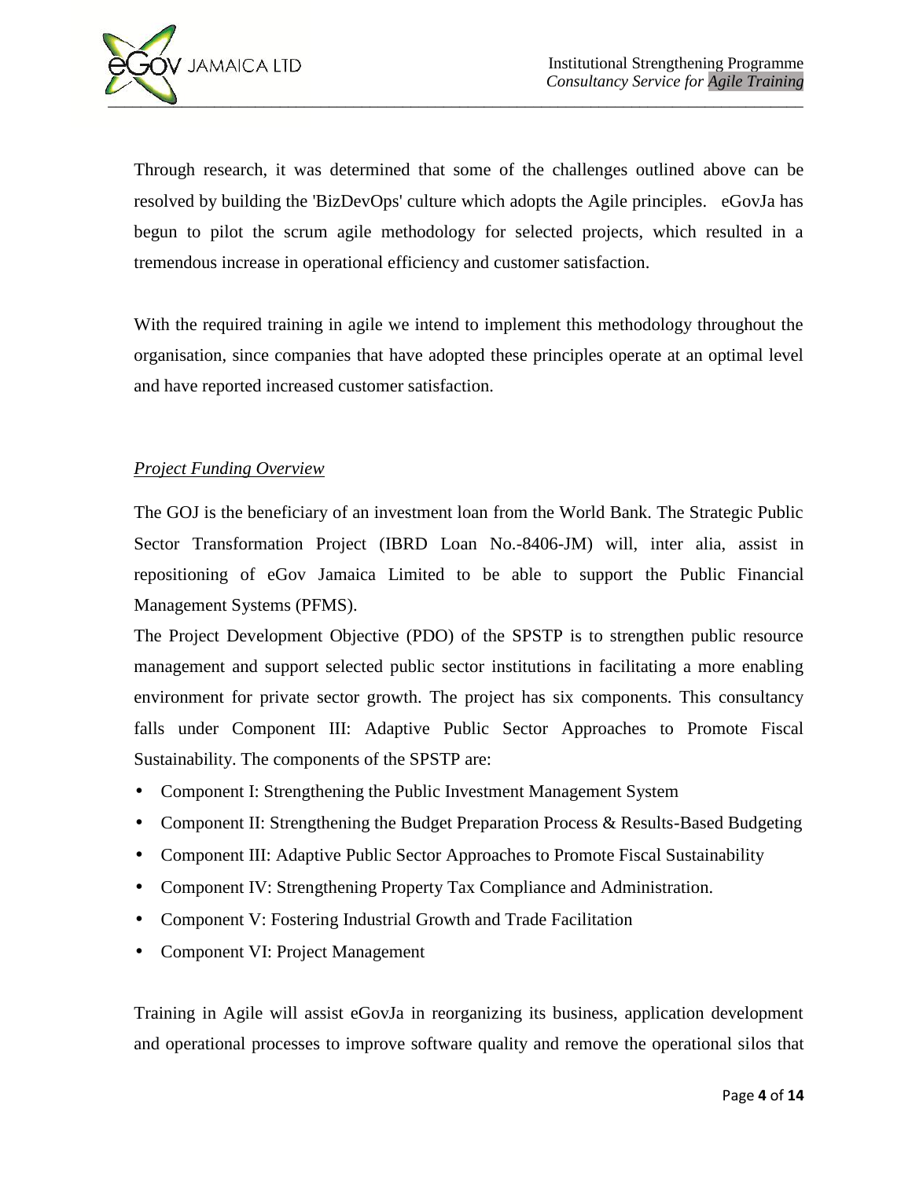Through research, it was determined that some of the challenges outlined above can be resolved by building the 'BizDevOps' culture which adopts the Agile principles. eGovJa has begun to pilot the scrum agile methodology for selected projects, which resulted in a tremendous increase in operational efficiency and customer satisfaction.

With the required training in agile we intend to implement this methodology throughout the organisation, since companies that have adopted these principles operate at an optimal level and have reported increased customer satisfaction.

*Project Funding Overview*

The GOJ is the beneficiary of an investment loan from the World Bank. The Strategic Public Sector Transformation Project (IBRD Loan No.-8406-JM) will, inter alia, assist in repositioning of eGov Jamaica Limited to be able to support the Public Financial Management Systems (PFMS).

The Project Development Objective (PDO) of the SPSTP is to strengthen public resource management and support selected public sector institutions in facilitating a more enabling environment for private sector growth. The project has six components. This consultancy falls under Component III: Adaptive Public Sector Approaches to Promote Fiscal Sustainability. The components of the SPSTP are:

- Component I: Strengthening the Public Investment Management System
- Component II: Strengthening the Budget Preparation Process & Results-Based Budgeting
- Component III: Adaptive Public Sector Approaches to Promote Fiscal Sustainability
- Component IV: Strengthening Property Tax Compliance and Administration.
- Component V: Fostering Industrial Growth and Trade Facilitation
- Component VI: Project Management

Training in Agile will assist eGovJa in reorganizing its business, application development and operational processes to improve software quality and remove the operational silos that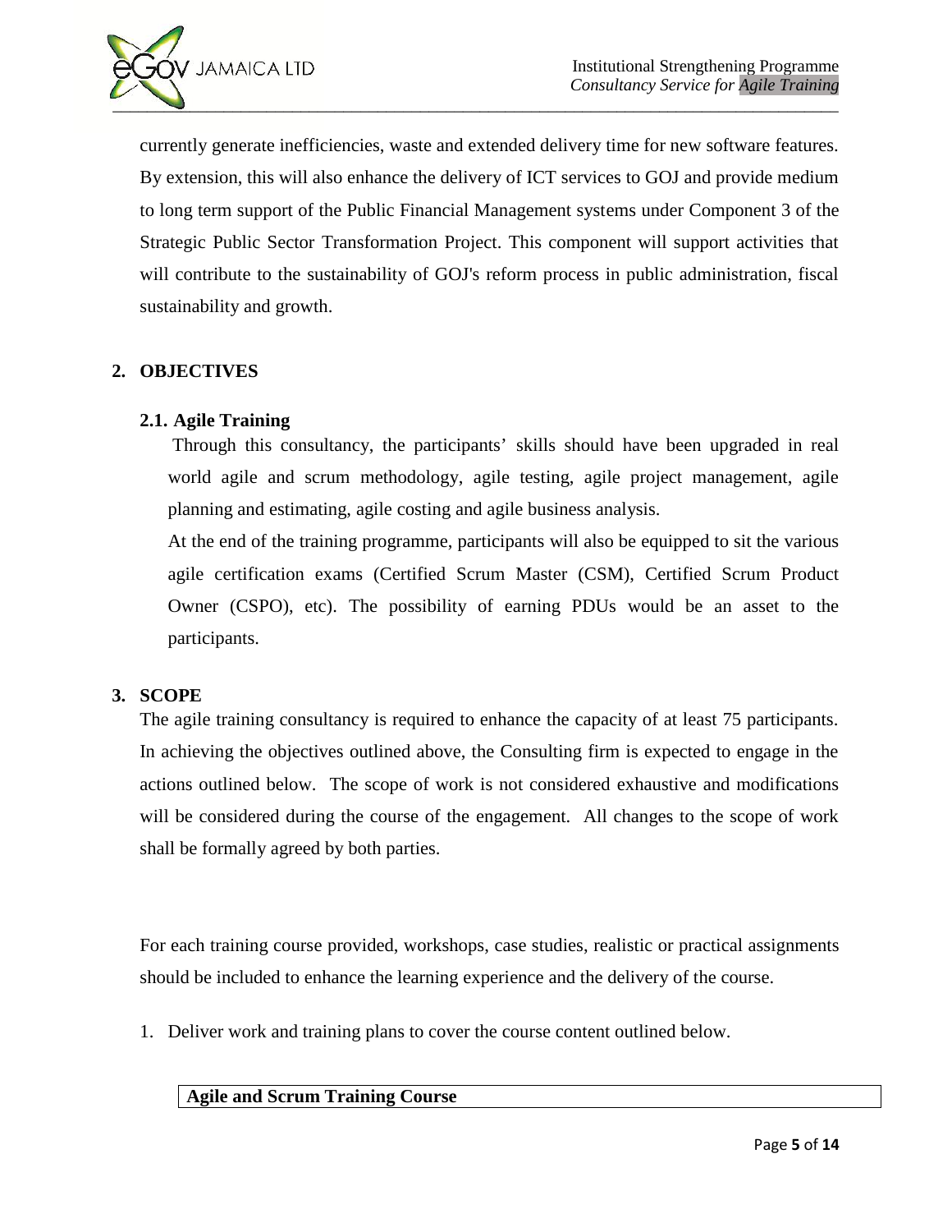currently generate inefficiencies, waste and extended delivery time for new software features. By extension, this will also enhance the delivery of ICT services to GOJ and provide medium to long term support of the Public Financial Management systems under Component 3 of the Strategic Public Sector Transformation Project. This component will support activities that will contribute to the sustainability of GOJ's reform process in public administration, fiscal sustainability and growth.

## 2. OBJECTIVES

### 2.1. Agile Training

Through this consultancy, the participants' skills should have been upgraded in real world agile and scrum methodology, agile testing, agile project management, agile planning and estimating, agile costing and agile business analysis.

At the end of the training programme, participants will also be equipped to sit the various agile certification exams (Certified Scrum Master (CSM), Certified Scrum Product Owner (CSPO), etc). The possibility of earning PDUs would be an asset to the participants.

## 3. SCOPE

The agile training consultancy is required to enhance the capacity of at least 75 participants. In achieving the objectives outlined above, the Consulting firm is expected to engage in the actions outlined below. The scope of work is not considered exhaustive and modifications will be considered during the course of the engagement. All changes to the scope of work shall be formally agreed by both parties.

For each training course provided, workshops, case studies, realistic or practical assignments should be included to enhance the learning experience and the delivery of the course.

1. Deliver work and training plans to cover the course content outlined below.

| **Agile and Scrum Training Course** |
|---|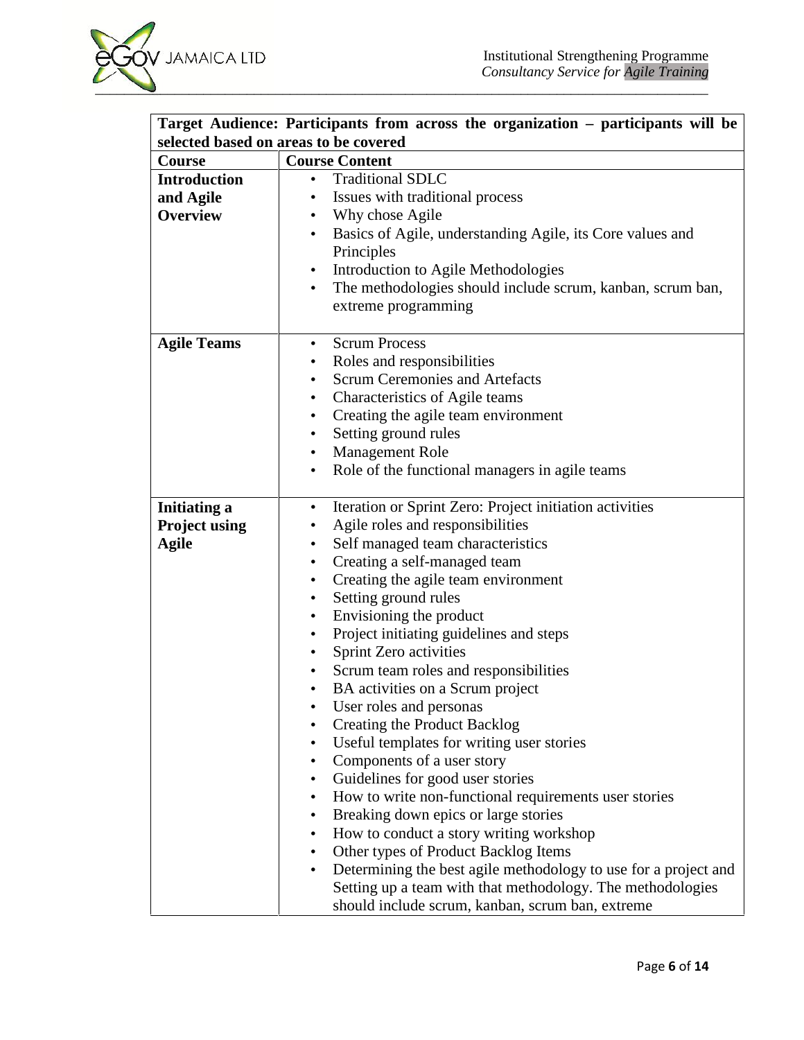| Target Audience: Participants from across the organization – participants will be selected based on areas to be covered | |
|---|---|
| **Course** | **Course Content** |
| **Introduction and Agile Overview** | • Traditional SDLC<br>• Issues with traditional process<br>• Why chose Agile<br>• Basics of Agile, understanding Agile, its Core values and Principles<br>• Introduction to Agile Methodologies<br>• The methodologies should include scrum, kanban, scrum ban, extreme programming |
| **Agile Teams** | • Scrum Process<br>• Roles and responsibilities<br>• Scrum Ceremonies and Artefacts<br>• Characteristics of Agile teams<br>• Creating the agile team environment<br>• Setting ground rules<br>• Management Role<br>• Role of the functional managers in agile teams |
| **Initiating a Project using Agile** | • Iteration or Sprint Zero: Project initiation activities<br>• Agile roles and responsibilities<br>• Self managed team characteristics<br>• Creating a self-managed team<br>• Creating the agile team environment<br>• Setting ground rules<br>• Envisioning the product<br>• Project initiating guidelines and steps<br>• Sprint Zero activities<br>• Scrum team roles and responsibilities<br>• BA activities on a Scrum project<br>• User roles and personas<br>• Creating the Product Backlog<br>• Useful templates for writing user stories<br>• Components of a user story<br>• Guidelines for good user stories<br>• How to write non-functional requirements user stories<br>• Breaking down epics or large stories<br>• How to conduct a story writing workshop<br>• Other types of Product Backlog Items<br>• Determining the best agile methodology to use for a project and Setting up a team with that methodology. The methodologies should include scrum, kanban, scrum ban, extreme |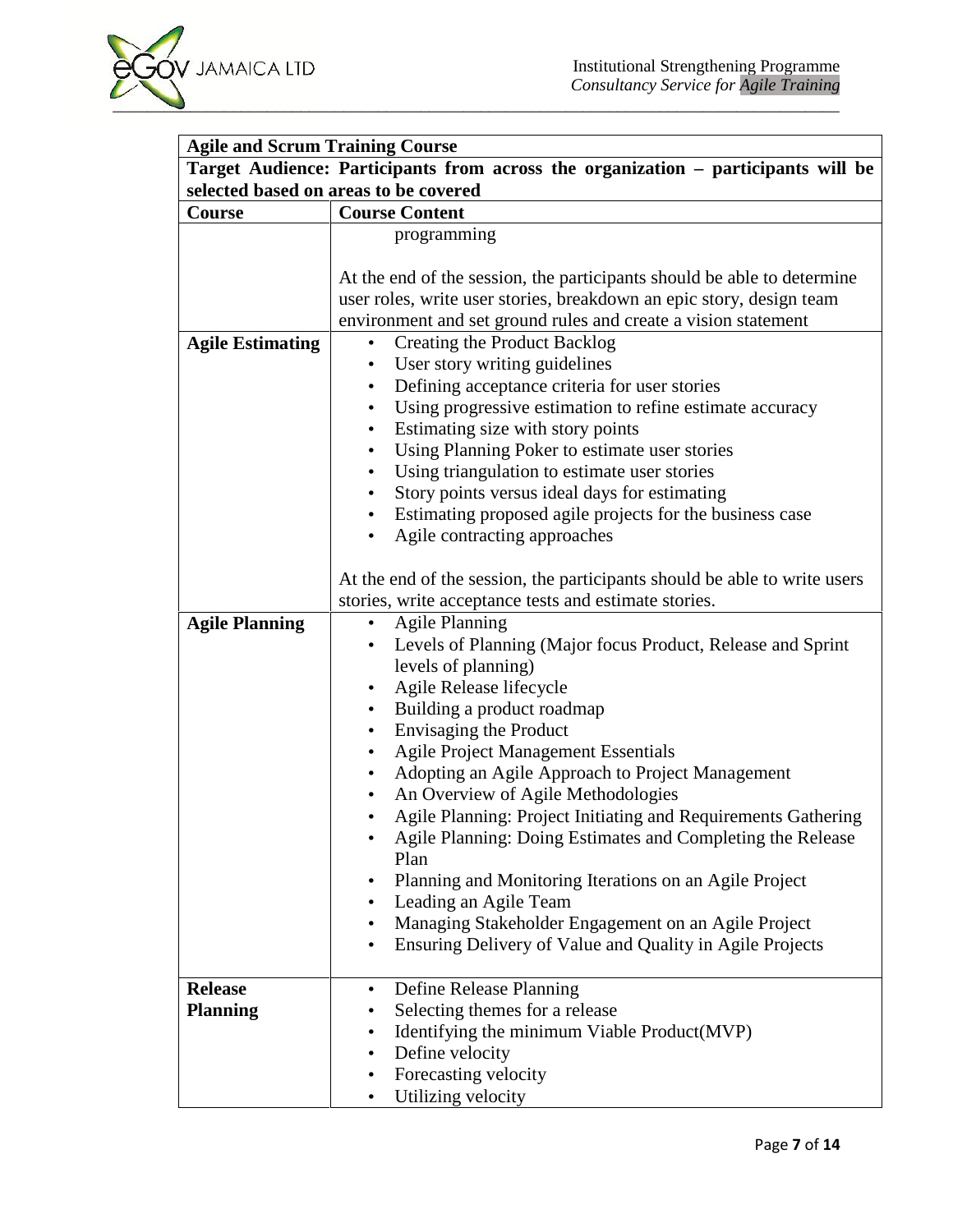| Agile and Scrum Training Course | |
|---|---|
| **Target Audience: Participants from across the organization – participants will be selected based on areas to be covered** | |
| **Course** | **Course Content** |
| | programming<br><br>At the end of the session, the participants should be able to determine user roles, write user stories, breakdown an epic story, design team environment and set ground rules and create a vision statement |
| **Agile Estimating** | • Creating the Product Backlog<br>• User story writing guidelines<br>• Defining acceptance criteria for user stories<br>• Using progressive estimation to refine estimate accuracy<br>• Estimating size with story points<br>• Using Planning Poker to estimate user stories<br>• Using triangulation to estimate user stories<br>• Story points versus ideal days for estimating<br>• Estimating proposed agile projects for the business case<br>• Agile contracting approaches<br><br>At the end of the session, the participants should be able to write users stories, write acceptance tests and estimate stories. |
| **Agile Planning** | • Agile Planning<br>• Levels of Planning (Major focus Product, Release and Sprint levels of planning)<br>• Agile Release lifecycle<br>• Building a product roadmap<br>• Envisaging the Product<br>• Agile Project Management Essentials<br>• Adopting an Agile Approach to Project Management<br>• An Overview of Agile Methodologies<br>• Agile Planning: Project Initiating and Requirements Gathering<br>• Agile Planning: Doing Estimates and Completing the Release Plan<br>• Planning and Monitoring Iterations on an Agile Project<br>• Leading an Agile Team<br>• Managing Stakeholder Engagement on an Agile Project<br>• Ensuring Delivery of Value and Quality in Agile Projects |
| **Release Planning** | • Define Release Planning<br>• Selecting themes for a release<br>• Identifying the minimum Viable Product(MVP)<br>• Define velocity<br>• Forecasting velocity<br>• Utilizing velocity |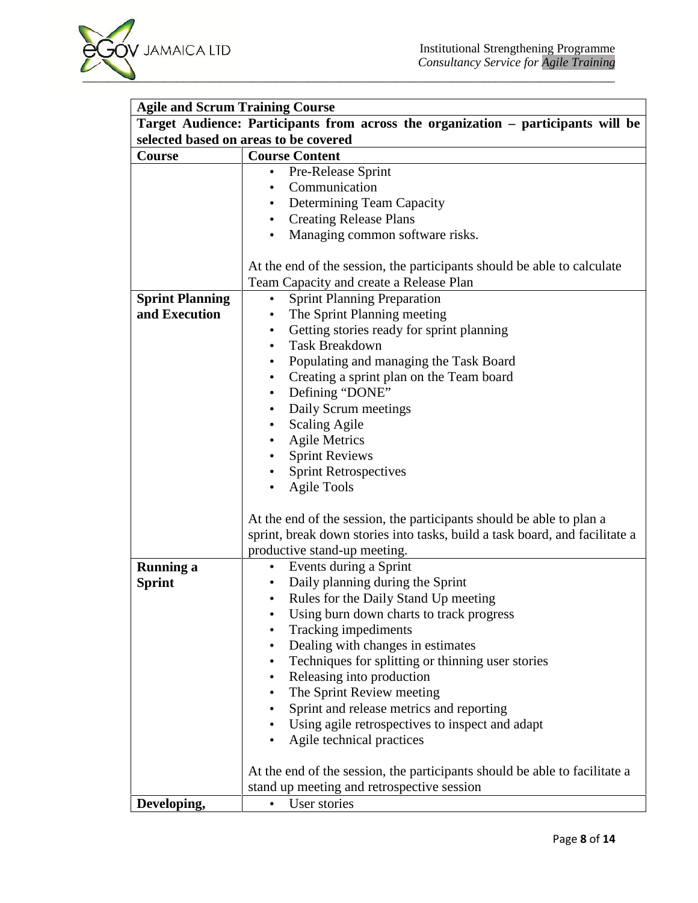| **Agile and Scrum Training Course** | |
|---|---|
| **Target Audience: Participants from across the organization – participants will be selected based on areas to be covered** | |
| **Course** | **Course Content** |
| | • Pre-Release Sprint<br>• Communication<br>• Determining Team Capacity<br>• Creating Release Plans<br>• Managing common software risks.<br><br>At the end of the session, the participants should be able to calculate Team Capacity and create a Release Plan |
| **Sprint Planning and Execution** | • Sprint Planning Preparation<br>• The Sprint Planning meeting<br>• Getting stories ready for sprint planning<br>• Task Breakdown<br>• Populating and managing the Task Board<br>• Creating a sprint plan on the Team board<br>• Defining "DONE"<br>• Daily Scrum meetings<br>• Scaling Agile<br>• Agile Metrics<br>• Sprint Reviews<br>• Sprint Retrospectives<br>• Agile Tools<br><br>At the end of the session, the participants should be able to plan a sprint, break down stories into tasks, build a task board, and facilitate a productive stand-up meeting. |
| **Running a Sprint** | • Events during a Sprint<br>• Daily planning during the Sprint<br>• Rules for the Daily Stand Up meeting<br>• Using burn down charts to track progress<br>• Tracking impediments<br>• Dealing with changes in estimates<br>• Techniques for splitting or thinning user stories<br>• Releasing into production<br>• The Sprint Review meeting<br>• Sprint and release metrics and reporting<br>• Using agile retrospectives to inspect and adapt<br>• Agile technical practices<br><br>At the end of the session, the participants should be able to facilitate a stand up meeting and retrospective session |
| **Developing,** | • User stories |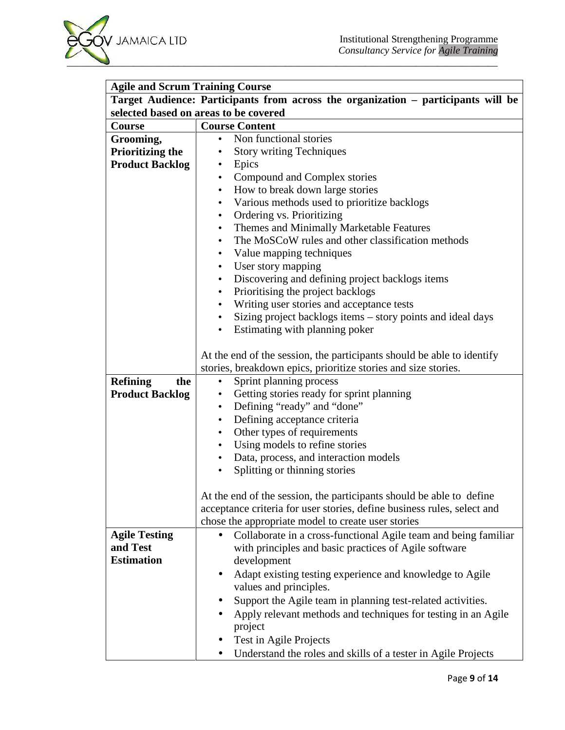| **Agile and Scrum Training Course** | |
|---|---|
| **Target Audience: Participants from across the organization – participants will be selected based on areas to be covered** | |
| **Course** | **Course Content** |
| **Grooming, Prioritizing the Product Backlog** | • Non functional stories<br>• Story writing Techniques<br>• Epics<br>• Compound and Complex stories<br>• How to break down large stories<br>• Various methods used to prioritize backlogs<br>• Ordering vs. Prioritizing<br>• Themes and Minimally Marketable Features<br>• The MoSCoW rules and other classification methods<br>• Value mapping techniques<br>• User story mapping<br>• Discovering and defining project backlogs items<br>• Prioritising the project backlogs<br>• Writing user stories and acceptance tests<br>• Sizing project backlogs items – story points and ideal days<br>• Estimating with planning poker<br><br>At the end of the session, the participants should be able to identify stories, breakdown epics, prioritize stories and size stories. |
| **Refining the Product Backlog** | • Sprint planning process<br>• Getting stories ready for sprint planning<br>• Defining "ready" and "done"<br>• Defining acceptance criteria<br>• Other types of requirements<br>• Using models to refine stories<br>• Data, process, and interaction models<br>• Splitting or thinning stories<br><br>At the end of the session, the participants should be able to define acceptance criteria for user stories, define business rules, select and chose the appropriate model to create user stories |
| **Agile Testing and Test Estimation** | • Collaborate in a cross-functional Agile team and being familiar with principles and basic practices of Agile software development<br>• Adapt existing testing experience and knowledge to Agile values and principles.<br>• Support the Agile team in planning test-related activities.<br>• Apply relevant methods and techniques for testing in an Agile project<br>• Test in Agile Projects<br>• Understand the roles and skills of a tester in Agile Projects |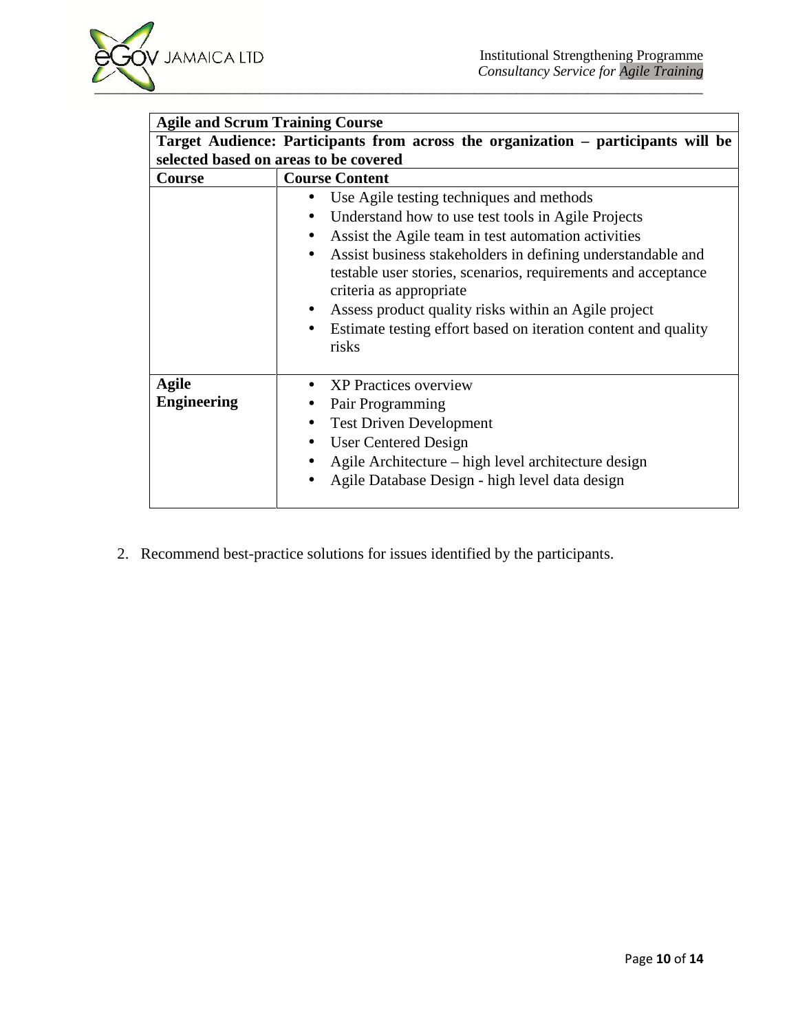| **Agile and Scrum Training Course** | |
|---|---|
| **Target Audience: Participants from across the organization – participants will be selected based on areas to be covered** | |
| **Course** | **Course Content** |
| | • Use Agile testing techniques and methods<br>• Understand how to use test tools in Agile Projects<br>• Assist the Agile team in test automation activities<br>• Assist business stakeholders in defining understandable and testable user stories, scenarios, requirements and acceptance criteria as appropriate<br>• Assess product quality risks within an Agile project<br>• Estimate testing effort based on iteration content and quality risks |
| **Agile Engineering** | • XP Practices overview<br>• Pair Programming<br>• Test Driven Development<br>• User Centered Design<br>• Agile Architecture – high level architecture design<br>• Agile Database Design - high level data design |

2. Recommend best-practice solutions for issues identified by the participants.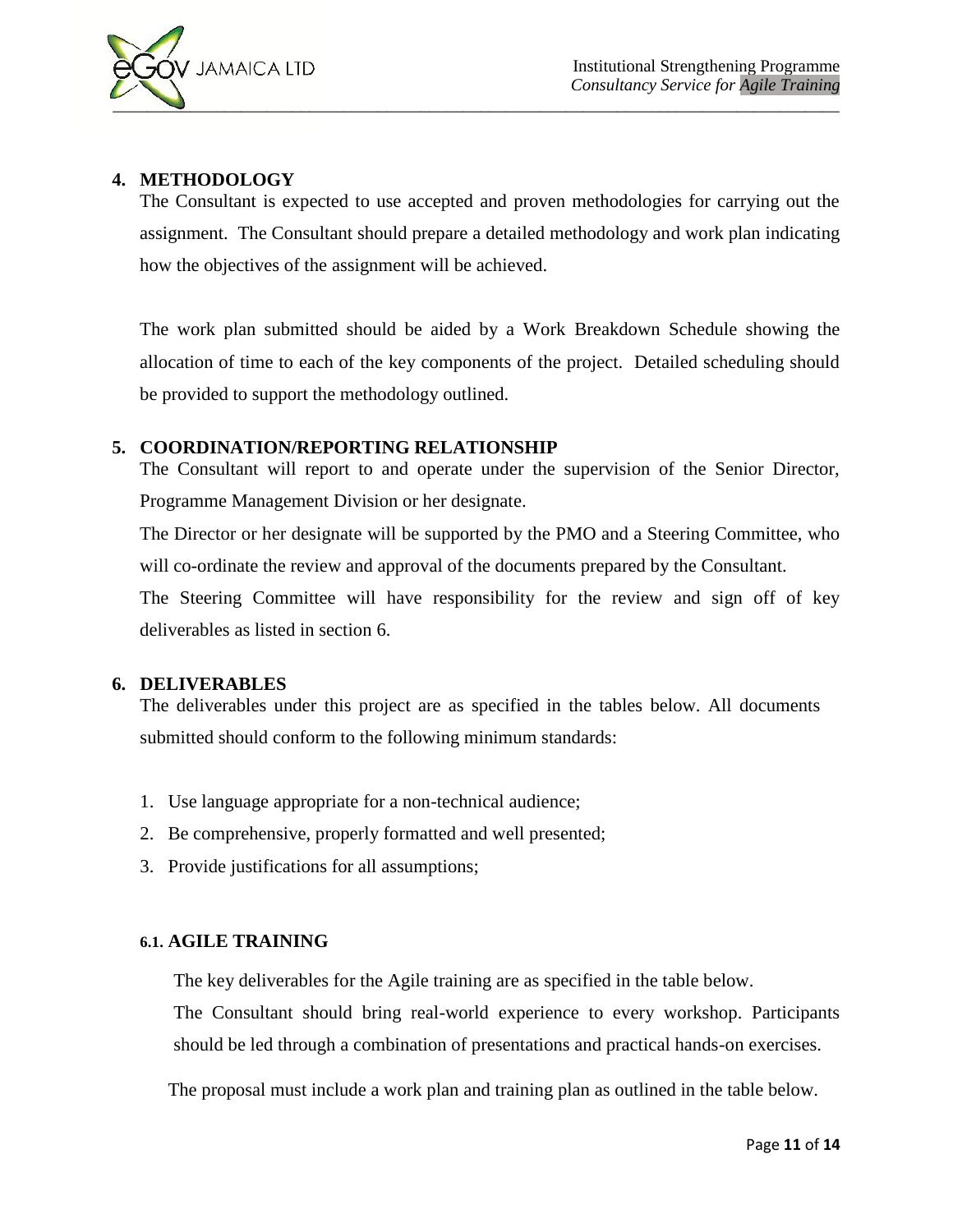## 4. METHODOLOGY

The Consultant is expected to use accepted and proven methodologies for carrying out the assignment. The Consultant should prepare a detailed methodology and work plan indicating how the objectives of the assignment will be achieved.

The work plan submitted should be aided by a Work Breakdown Schedule showing the allocation of time to each of the key components of the project. Detailed scheduling should be provided to support the methodology outlined.

## 5. COORDINATION/REPORTING RELATIONSHIP

The Consultant will report to and operate under the supervision of the Senior Director, Programme Management Division or her designate.

The Director or her designate will be supported by the PMO and a Steering Committee, who will co-ordinate the review and approval of the documents prepared by the Consultant.

The Steering Committee will have responsibility for the review and sign off of key deliverables as listed in section 6.

## 6. DELIVERABLES

The deliverables under this project are as specified in the tables below. All documents submitted should conform to the following minimum standards:

1. Use language appropriate for a non-technical audience;
2. Be comprehensive, properly formatted and well presented;
3. Provide justifications for all assumptions;

### 6.1. AGILE TRAINING

The key deliverables for the Agile training are as specified in the table below.

The Consultant should bring real-world experience to every workshop. Participants should be led through a combination of presentations and practical hands-on exercises.

The proposal must include a work plan and training plan as outlined in the table below.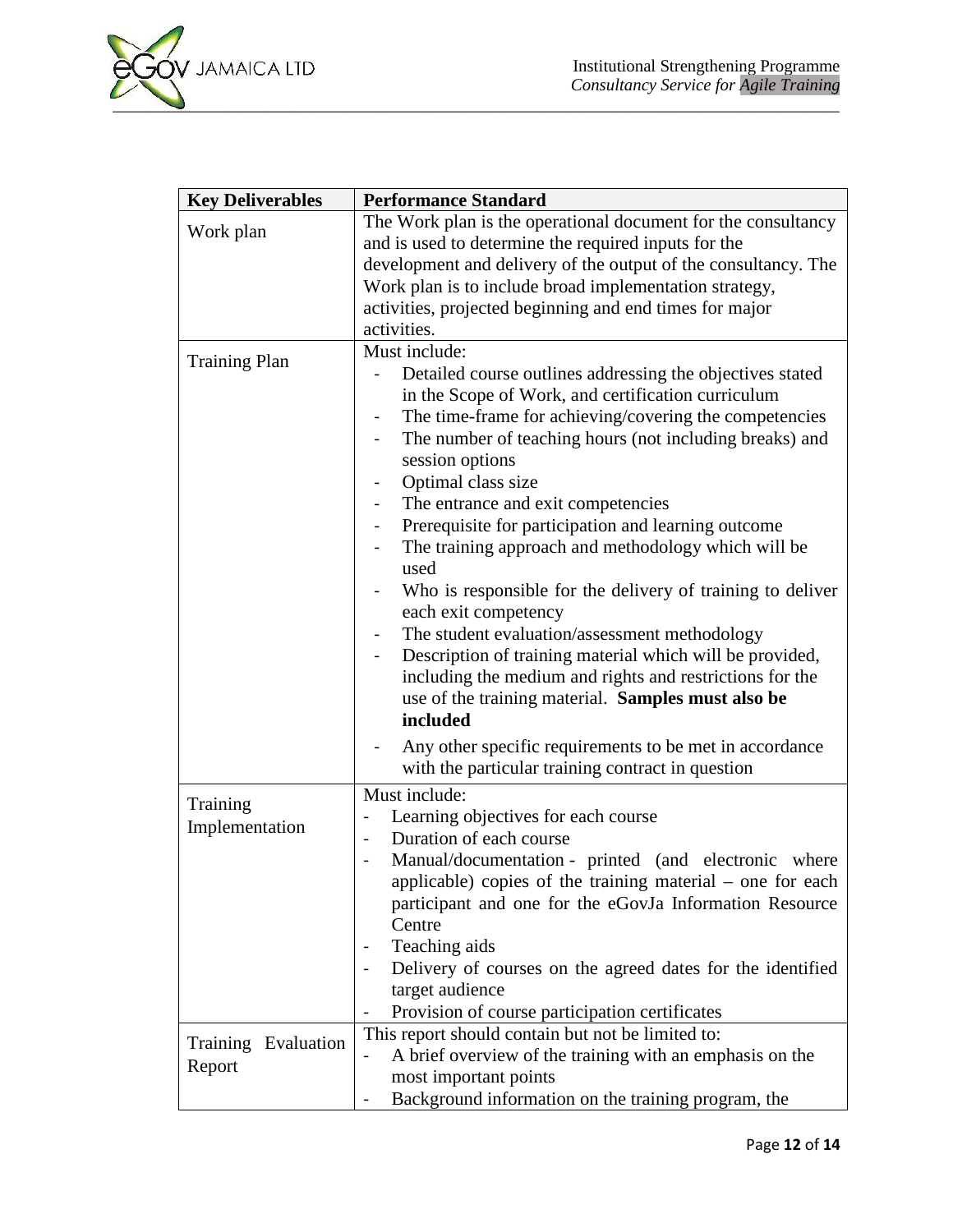| Key Deliverables | Performance Standard |
|---|---|
| Work plan | The Work plan is the operational document for the consultancy and is used to determine the required inputs for the development and delivery of the output of the consultancy. The Work plan is to include broad implementation strategy, activities, projected beginning and end times for major activities. |
| Training Plan | Must include:<br>- Detailed course outlines addressing the objectives stated in the Scope of Work, and certification curriculum<br>- The time-frame for achieving/covering the competencies<br>- The number of teaching hours (not including breaks) and session options<br>- Optimal class size<br>- The entrance and exit competencies<br>- Prerequisite for participation and learning outcome<br>- The training approach and methodology which will be used<br>- Who is responsible for the delivery of training to deliver each exit competency<br>- The student evaluation/assessment methodology<br>- Description of training material which will be provided, including the medium and rights and restrictions for the use of the training material. **Samples must also be included**<br>- Any other specific requirements to be met in accordance with the particular training contract in question |
| Training Implementation | Must include:<br>- Learning objectives for each course<br>- Duration of each course<br>- Manual/documentation - printed (and electronic where applicable) copies of the training material – one for each participant and one for the eGovJa Information Resource Centre<br>- Teaching aids<br>- Delivery of courses on the agreed dates for the identified target audience<br>- Provision of course participation certificates |
| Training Evaluation Report | This report should contain but not be limited to:<br>- A brief overview of the training with an emphasis on the most important points<br>- Background information on the training program, the |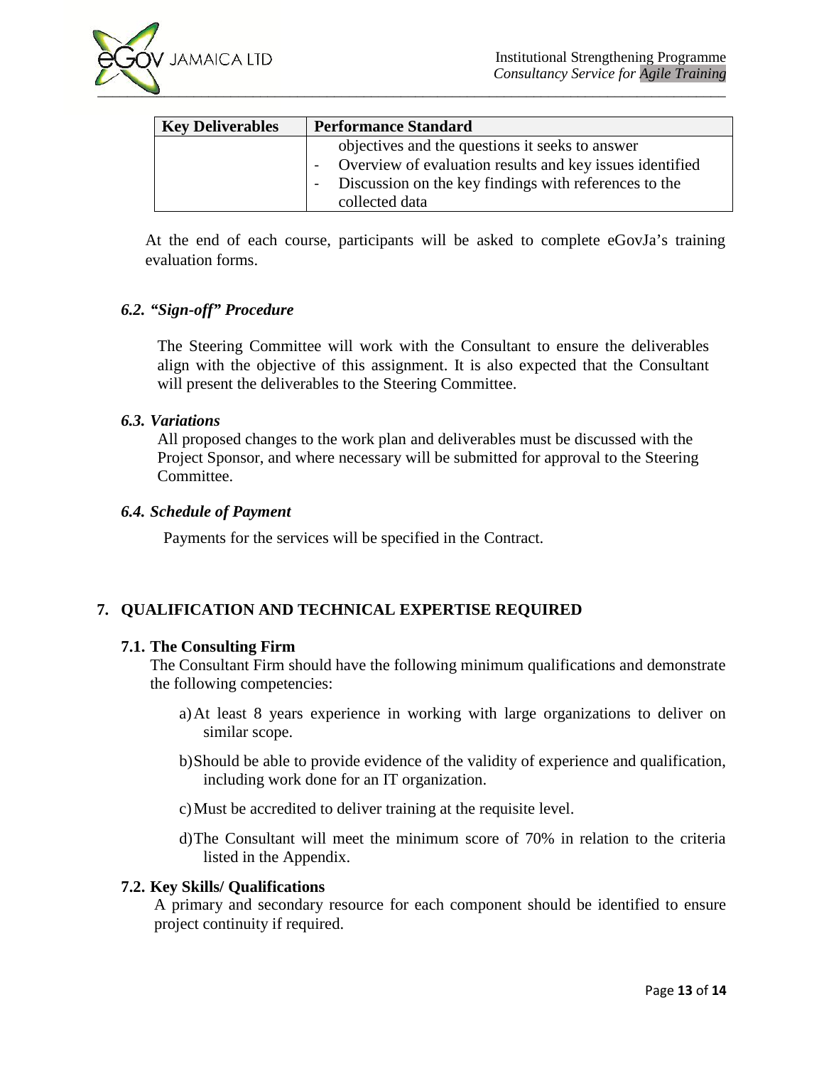| Key Deliverables | Performance Standard |
| --- | --- |
| | objectives and the questions it seeks to answer<br>- Overview of evaluation results and key issues identified<br>- Discussion on the key findings with references to the collected data |

At the end of each course, participants will be asked to complete eGovJa's training evaluation forms.

### *6.2. "Sign-off" Procedure*

The Steering Committee will work with the Consultant to ensure the deliverables align with the objective of this assignment. It is also expected that the Consultant will present the deliverables to the Steering Committee.

### *6.3. Variations*

All proposed changes to the work plan and deliverables must be discussed with the Project Sponsor, and where necessary will be submitted for approval to the Steering Committee.

### *6.4. Schedule of Payment*

Payments for the services will be specified in the Contract.

## 7. QUALIFICATION AND TECHNICAL EXPERTISE REQUIRED

### 7.1. The Consulting Firm

The Consultant Firm should have the following minimum qualifications and demonstrate the following competencies:

a) At least 8 years experience in working with large organizations to deliver on similar scope.

b) Should be able to provide evidence of the validity of experience and qualification, including work done for an IT organization.

c) Must be accredited to deliver training at the requisite level.

d) The Consultant will meet the minimum score of 70% in relation to the criteria listed in the Appendix.

### 7.2. Key Skills/ Qualifications

A primary and secondary resource for each component should be identified to ensure project continuity if required.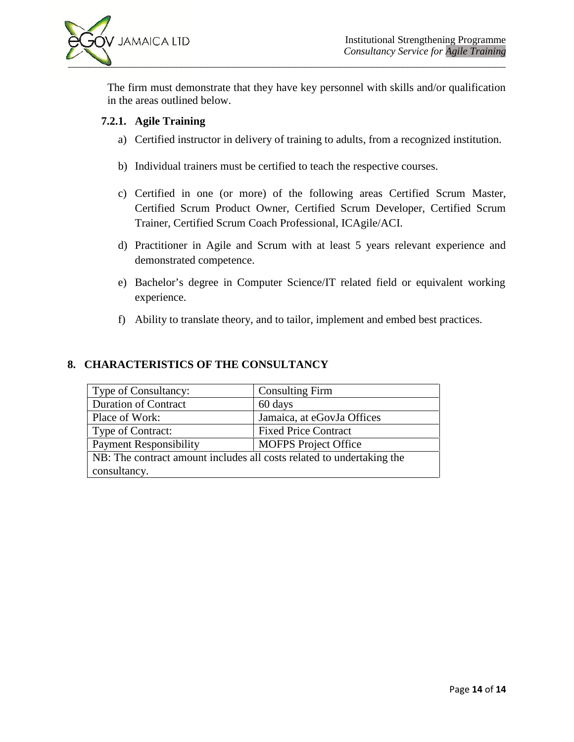The firm must demonstrate that they have key personnel with skills and/or qualification in the areas outlined below.

### 7.2.1. Agile Training

a) Certified instructor in delivery of training to adults, from a recognized institution.

b) Individual trainers must be certified to teach the respective courses.

c) Certified in one (or more) of the following areas Certified Scrum Master, Certified Scrum Product Owner, Certified Scrum Developer, Certified Scrum Trainer, Certified Scrum Coach Professional, ICAgile/ACI.

d) Practitioner in Agile and Scrum with at least 5 years relevant experience and demonstrated competence.

e) Bachelor's degree in Computer Science/IT related field or equivalent working experience.

f) Ability to translate theory, and to tailor, implement and embed best practices.

## 8. CHARACTERISTICS OF THE CONSULTANCY

| | |
|---|---|
| Type of Consultancy: | Consulting Firm |
| Duration of Contract | 60 days |
| Place of Work: | Jamaica, at eGovJa Offices |
| Type of Contract: | Fixed Price Contract |
| Payment Responsibility | MOFPS Project Office |
| NB: The contract amount includes all costs related to undertaking the consultancy. | |